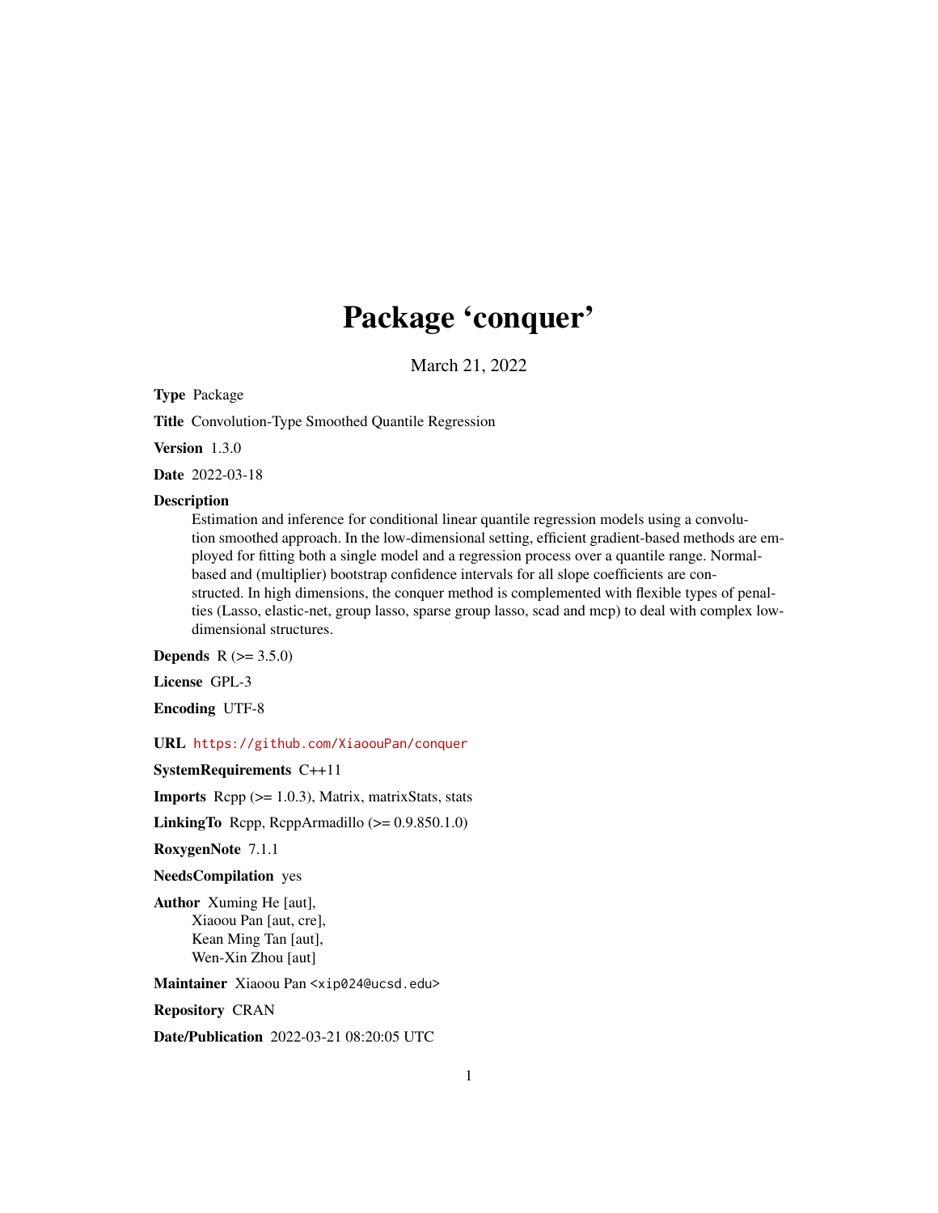# Package 'conquer'

March 21, 2022

**Type** Package

**Title** Convolution-Type Smoothed Quantile Regression

**Version** 1.3.0

**Date** 2022-03-18

**Description**
Estimation and inference for conditional linear quantile regression models using a convolution smoothed approach. In the low-dimensional setting, efficient gradient-based methods are employed for fitting both a single model and a regression process over a quantile range. Normal-based and (multiplier) bootstrap confidence intervals for all slope coefficients are constructed. In high dimensions, the conquer method is complemented with flexible types of penalties (Lasso, elastic-net, group lasso, sparse group lasso, scad and mcp) to deal with complex low-dimensional structures.

**Depends** R (>= 3.5.0)

**License** GPL-3

**Encoding** UTF-8

**URL** https://github.com/XiaoouPan/conquer

**SystemRequirements** C++11

**Imports** Rcpp (>= 1.0.3), Matrix, matrixStats, stats

**LinkingTo** Rcpp, RcppArmadillo (>= 0.9.850.1.0)

**RoxygenNote** 7.1.1

**NeedsCompilation** yes

**Author** Xuming He [aut],
Xiaoou Pan [aut, cre],
Kean Ming Tan [aut],
Wen-Xin Zhou [aut]

**Maintainer** Xiaoou Pan <xip024@ucsd.edu>

**Repository** CRAN

**Date/Publication** 2022-03-21 08:20:05 UTC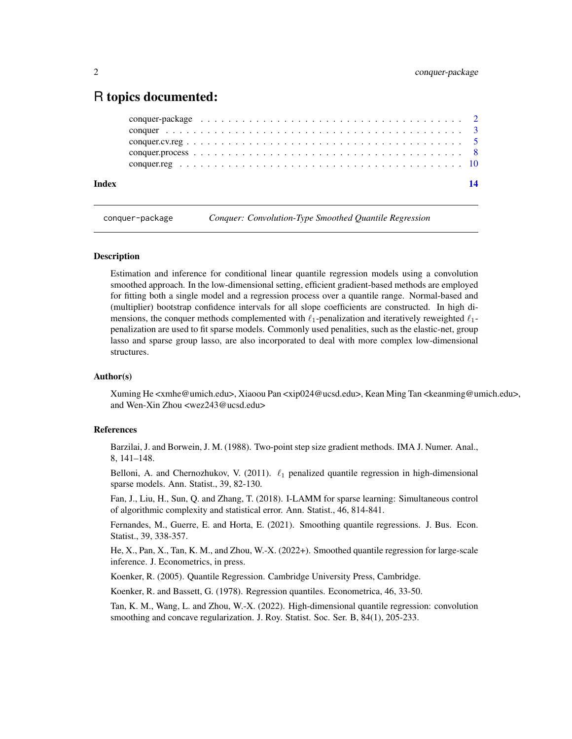# R topics documented:

| | |
|---|---|
| conquer-package | 2 |
| conquer | 3 |
| conquer.cv.reg | 5 |
| conquer.process | 8 |
| conquer.reg | 10 |
| **Index** | **14** |

---

## conquer-package — *Conquer: Convolution-Type Smoothed Quantile Regression*

### Description

Estimation and inference for conditional linear quantile regression models using a convolution smoothed approach. In the low-dimensional setting, efficient gradient-based methods are employed for fitting both a single model and a regression process over a quantile range. Normal-based and (multiplier) bootstrap confidence intervals for all slope coefficients are constructed. In high dimensions, the conquer methods complemented with $\ell_1$-penalization and iteratively reweighted $\ell_1$-penalization are used to fit sparse models. Commonly used penalities, such as the elastic-net, group lasso and sparse group lasso, are also incorporated to deal with more complex low-dimensional structures.

### Author(s)

Xuming He <xmhe@umich.edu>, Xiaoou Pan <xip024@ucsd.edu>, Kean Ming Tan <keanming@umich.edu>, and Wen-Xin Zhou <wez243@ucsd.edu>

### References

Barzilai, J. and Borwein, J. M. (1988). Two-point step size gradient methods. IMA J. Numer. Anal., 8, 141–148.

Belloni, A. and Chernozhukov, V. (2011). $\ell_1$ penalized quantile regression in high-dimensional sparse models. Ann. Statist., 39, 82-130.

Fan, J., Liu, H., Sun, Q. and Zhang, T. (2018). I-LAMM for sparse learning: Simultaneous control of algorithmic complexity and statistical error. Ann. Statist., 46, 814-841.

Fernandes, M., Guerre, E. and Horta, E. (2021). Smoothing quantile regressions. J. Bus. Econ. Statist., 39, 338-357.

He, X., Pan, X., Tan, K. M., and Zhou, W.-X. (2022+). Smoothed quantile regression for large-scale inference. J. Econometrics, in press.

Koenker, R. (2005). Quantile Regression. Cambridge University Press, Cambridge.

Koenker, R. and Bassett, G. (1978). Regression quantiles. Econometrica, 46, 33-50.

Tan, K. M., Wang, L. and Zhou, W.-X. (2022). High-dimensional quantile regression: convolution smoothing and concave regularization. J. Roy. Statist. Soc. Ser. B, 84(1), 205-233.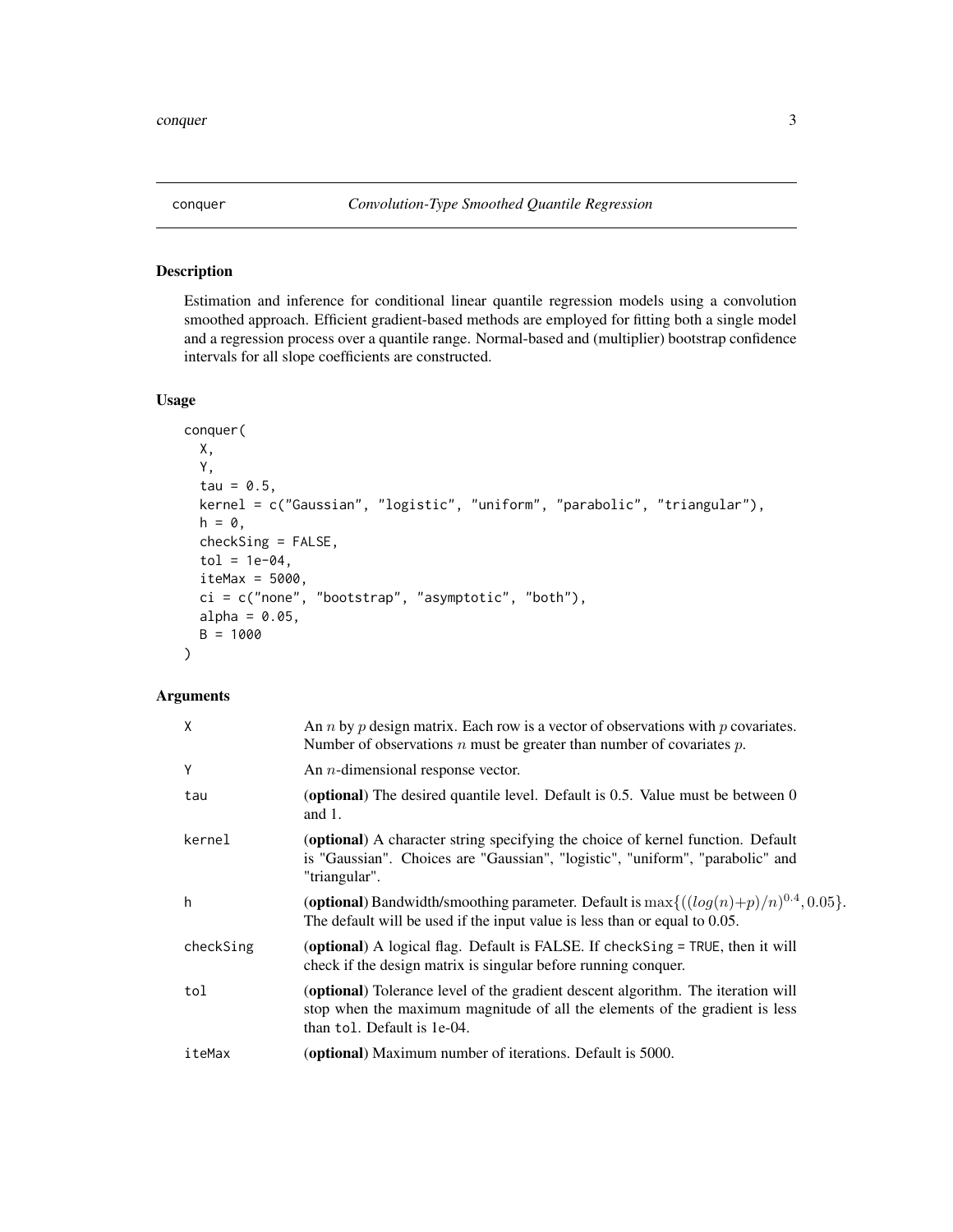# conquer — *Convolution-Type Smoothed Quantile Regression*

## Description

Estimation and inference for conditional linear quantile regression models using a convolution smoothed approach. Efficient gradient-based methods are employed for fitting both a single model and a regression process over a quantile range. Normal-based and (multiplier) bootstrap confidence intervals for all slope coefficients are constructed.

## Usage

```
conquer(
  X,
  Y,
  tau = 0.5,
  kernel = c("Gaussian", "logistic", "uniform", "parabolic", "triangular"),
  h = 0,
  checkSing = FALSE,
  tol = 1e-04,
  iteMax = 5000,
  ci = c("none", "bootstrap", "asymptotic", "both"),
  alpha = 0.05,
  B = 1000
)
```

## Arguments

| | |
|---|---|
| `X` | An $n$ by $p$ design matrix. Each row is a vector of observations with $p$ covariates. Number of observations $n$ must be greater than number of covariates $p$. |
| `Y` | An $n$-dimensional response vector. |
| `tau` | (**optional**) The desired quantile level. Default is 0.5. Value must be between 0 and 1. |
| `kernel` | (**optional**) A character string specifying the choice of kernel function. Default is "Gaussian". Choices are "Gaussian", "logistic", "uniform", "parabolic" and "triangular". |
| `h` | (**optional**) Bandwidth/smoothing parameter. Default is $\max\{((log(n)+p)/n)^{0.4}, 0.05\}$. The default will be used if the input value is less than or equal to 0.05. |
| `checkSing` | (**optional**) A logical flag. Default is FALSE. If `checkSing = TRUE`, then it will check if the design matrix is singular before running conquer. |
| `tol` | (**optional**) Tolerance level of the gradient descent algorithm. The iteration will stop when the maximum magnitude of all the elements of the gradient is less than `tol`. Default is 1e-04. |
| `iteMax` | (**optional**) Maximum number of iterations. Default is 5000. |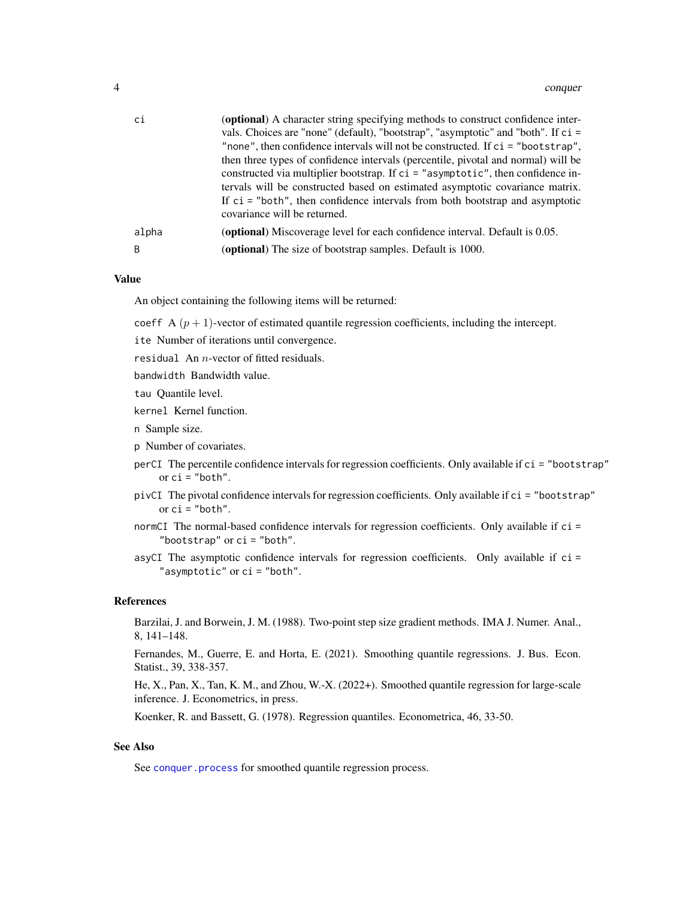| | |
|---|---|
| ci | (**optional**) A character string specifying methods to construct confidence intervals. Choices are "none" (default), "bootstrap", "asymptotic" and "both". If `ci = "none"`, then confidence intervals will not be constructed. If `ci = "bootstrap"`, then three types of confidence intervals (percentile, pivotal and normal) will be constructed via multiplier bootstrap. If `ci = "asymptotic"`, then confidence intervals will be constructed based on estimated asymptotic covariance matrix. If `ci = "both"`, then confidence intervals from both bootstrap and asymptotic covariance will be returned. |
| alpha | (**optional**) Miscoverage level for each confidence interval. Default is 0.05. |
| B | (**optional**) The size of bootstrap samples. Default is 1000. |

## Value

An object containing the following items will be returned:

`coeff` A $(p + 1)$-vector of estimated quantile regression coefficients, including the intercept.

`ite` Number of iterations until convergence.

`residual` An $n$-vector of fitted residuals.

`bandwidth` Bandwidth value.

`tau` Quantile level.

`kernel` Kernel function.

`n` Sample size.

`p` Number of covariates.

`perCI` The percentile confidence intervals for regression coefficients. Only available if `ci = "bootstrap"` or `ci = "both"`.

`pivCI` The pivotal confidence intervals for regression coefficients. Only available if `ci = "bootstrap"` or `ci = "both"`.

`normCI` The normal-based confidence intervals for regression coefficients. Only available if `ci = "bootstrap"` or `ci = "both"`.

`asyCI` The asymptotic confidence intervals for regression coefficients. Only available if `ci = "asymptotic"` or `ci = "both"`.

## References

Barzilai, J. and Borwein, J. M. (1988). Two-point step size gradient methods. IMA J. Numer. Anal., 8, 141–148.

Fernandes, M., Guerre, E. and Horta, E. (2021). Smoothing quantile regressions. J. Bus. Econ. Statist., 39, 338-357.

He, X., Pan, X., Tan, K. M., and Zhou, W.-X. (2022+). Smoothed quantile regression for large-scale inference. J. Econometrics, in press.

Koenker, R. and Bassett, G. (1978). Regression quantiles. Econometrica, 46, 33-50.

## See Also

See `conquer.process` for smoothed quantile regression process.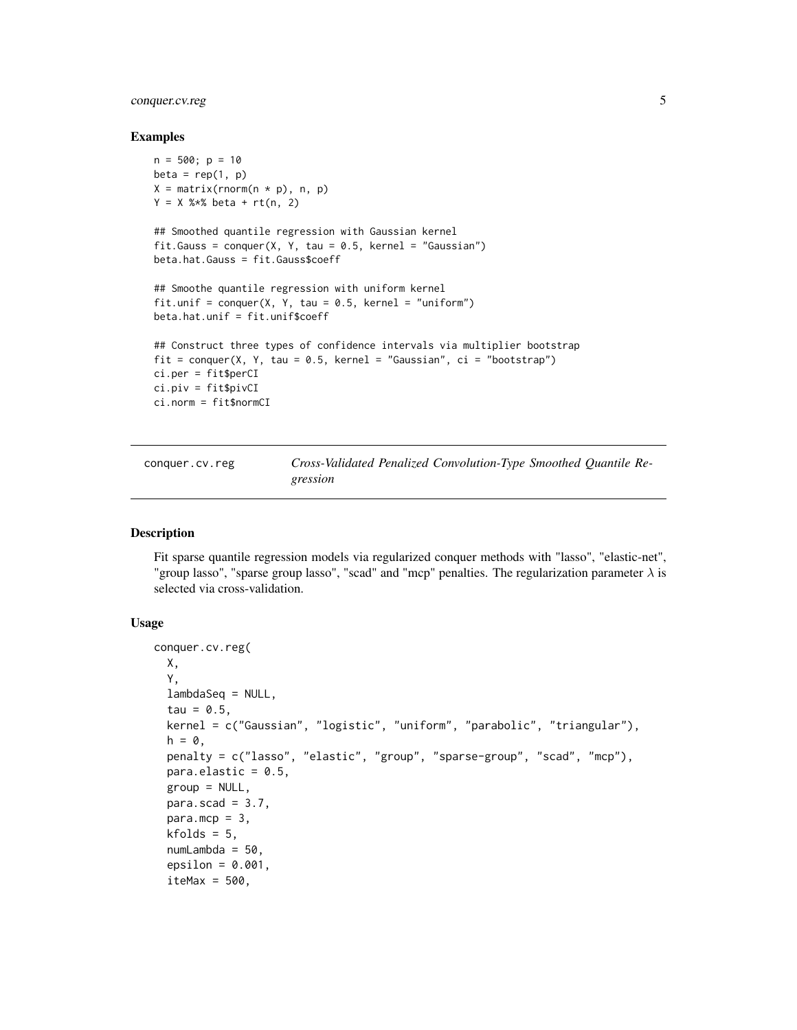### Examples

```
n = 500; p = 10
beta = rep(1, p)
X = matrix(rnorm(n * p), n, p)
Y = X %*% beta + rt(n, 2)

## Smoothed quantile regression with Gaussian kernel
fit.Gauss = conquer(X, Y, tau = 0.5, kernel = "Gaussian")
beta.hat.Gauss = fit.Gauss$coeff

## Smoothe quantile regression with uniform kernel
fit.unif = conquer(X, Y, tau = 0.5, kernel = "uniform")
beta.hat.unif = fit.unif$coeff

## Construct three types of confidence intervals via multiplier bootstrap
fit = conquer(X, Y, tau = 0.5, kernel = "Gaussian", ci = "bootstrap")
ci.per = fit$perCI
ci.piv = fit$pivCI
ci.norm = fit$normCI
```

---

## conquer.cv.reg — *Cross-Validated Penalized Convolution-Type Smoothed Quantile Regression*

### Description

Fit sparse quantile regression models via regularized conquer methods with "lasso", "elastic-net", "group lasso", "sparse group lasso", "scad" and "mcp" penalties. The regularization parameter $\lambda$ is selected via cross-validation.

### Usage

```
conquer.cv.reg(
  X,
  Y,
  lambdaSeq = NULL,
  tau = 0.5,
  kernel = c("Gaussian", "logistic", "uniform", "parabolic", "triangular"),
  h = 0,
  penalty = c("lasso", "elastic", "group", "sparse-group", "scad", "mcp"),
  para.elastic = 0.5,
  group = NULL,
  para.scad = 3.7,
  para.mcp = 3,
  kfolds = 5,
  numLambda = 50,
  epsilon = 0.001,
  iteMax = 500,
```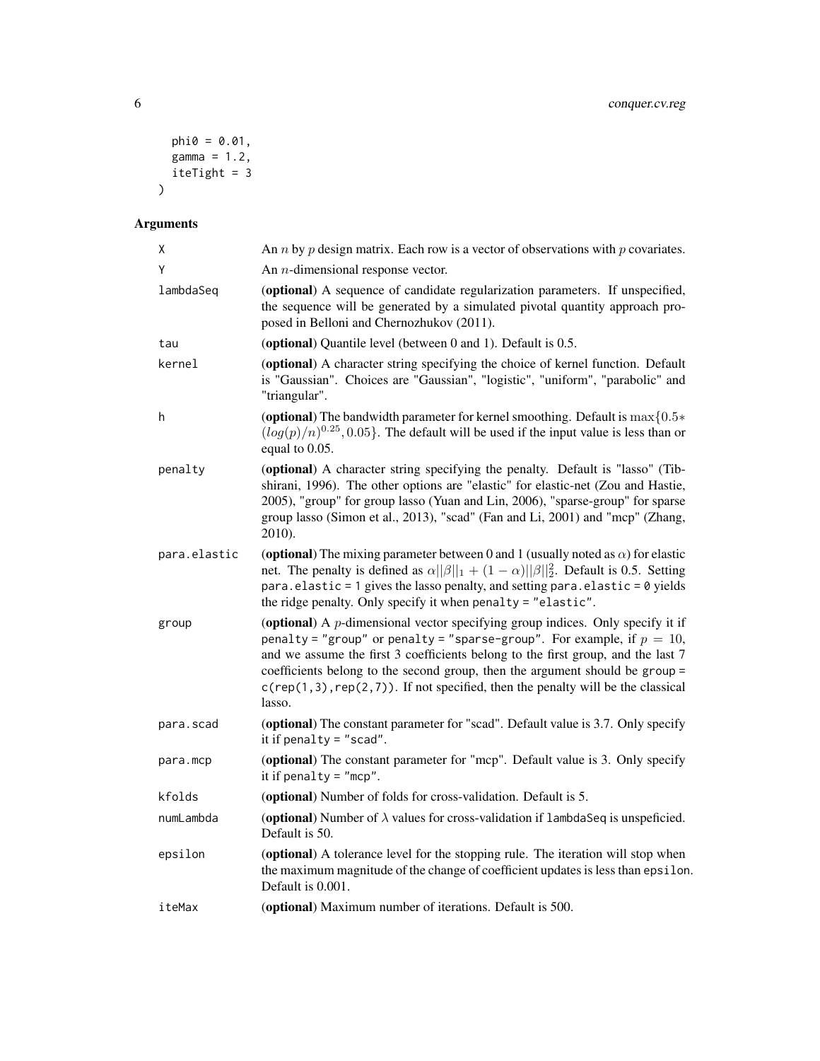```
  phi0 = 0.01,
  gamma = 1.2,
  iteTight = 3
)
```

## Arguments

| Argument | Description |
| --- | --- |
| `X` | An $n$ by $p$ design matrix. Each row is a vector of observations with $p$ covariates. |
| `Y` | An $n$-dimensional response vector. |
| `lambdaSeq` | (**optional**) A sequence of candidate regularization parameters. If unspecified, the sequence will be generated by a simulated pivotal quantity approach proposed in Belloni and Chernozhukov (2011). |
| `tau` | (**optional**) Quantile level (between 0 and 1). Default is 0.5. |
| `kernel` | (**optional**) A character string specifying the choice of kernel function. Default is "Gaussian". Choices are "Gaussian", "logistic", "uniform", "parabolic" and "triangular". |
| `h` | (**optional**) The bandwidth parameter for kernel smoothing. Default is $\max\{0.5 * (log(p)/n)^{0.25}, 0.05\}$. The default will be used if the input value is less than or equal to 0.05. |
| `penalty` | (**optional**) A character string specifying the penalty. Default is "lasso" (Tibshirani, 1996). The other options are "elastic" for elastic-net (Zou and Hastie, 2005), "group" for group lasso (Yuan and Lin, 2006), "sparse-group" for sparse group lasso (Simon et al., 2013), "scad" (Fan and Li, 2001) and "mcp" (Zhang, 2010). |
| `para.elastic` | (**optional**) The mixing parameter between 0 and 1 (usually noted as $\alpha$) for elastic net. The penalty is defined as $\alpha\|\|\beta\|\|_1 + (1-\alpha)\|\|\beta\|\|_2^2$. Default is 0.5. Setting `para.elastic = 1` gives the lasso penalty, and setting `para.elastic = 0` yields the ridge penalty. Only specify it when `penalty = "elastic"`. |
| `group` | (**optional**) A $p$-dimensional vector specifying group indices. Only specify it if `penalty = "group"` or `penalty = "sparse-group"`. For example, if $p = 10$, and we assume the first 3 coefficients belong to the first group, and the last 7 coefficients belong to the second group, then the argument should be `group = c(rep(1,3),rep(2,7))`. If not specified, then the penalty will be the classical lasso. |
| `para.scad` | (**optional**) The constant parameter for "scad". Default value is 3.7. Only specify it if `penalty = "scad"`. |
| `para.mcp` | (**optional**) The constant parameter for "mcp". Default value is 3. Only specify it if `penalty = "mcp"`. |
| `kfolds` | (**optional**) Number of folds for cross-validation. Default is 5. |
| `numLambda` | (**optional**) Number of $\lambda$ values for cross-validation if `lambdaSeq` is unspeficied. Default is 50. |
| `epsilon` | (**optional**) A tolerance level for the stopping rule. The iteration will stop when the maximum magnitude of the change of coefficient updates is less than `epsilon`. Default is 0.001. |
| `iteMax` | (**optional**) Maximum number of iterations. Default is 500. |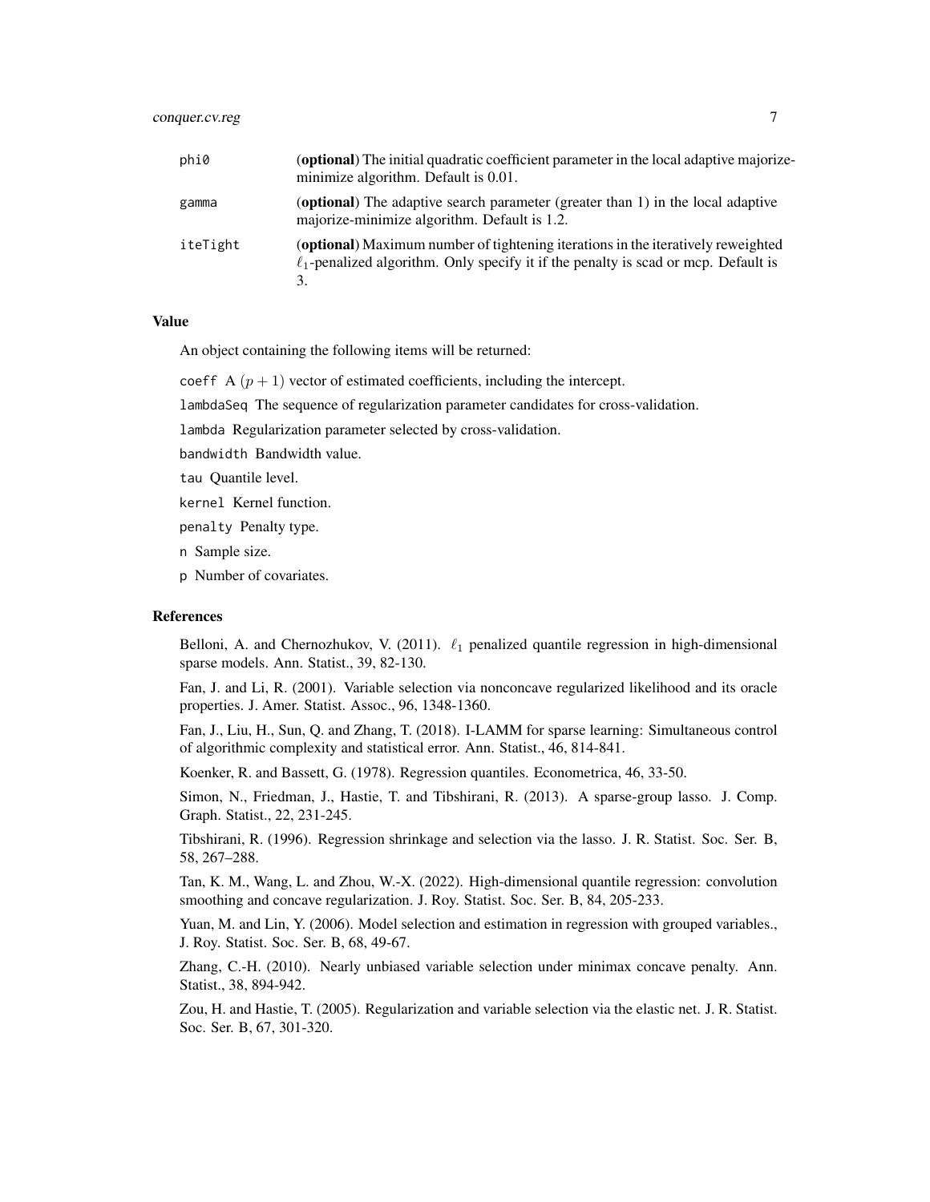| | |
|---|---|
| phi0 | (**optional**) The initial quadratic coefficient parameter in the local adaptive majorize-minimize algorithm. Default is 0.01. |
| gamma | (**optional**) The adaptive search parameter (greater than 1) in the local adaptive majorize-minimize algorithm. Default is 1.2. |
| iteTight | (**optional**) Maximum number of tightening iterations in the iteratively reweighted $\ell_1$-penalized algorithm. Only specify it if the penalty is scad or mcp. Default is 3. |

### Value

An object containing the following items will be returned:

`coeff` A $(p + 1)$ vector of estimated coefficients, including the intercept.

`lambdaSeq` The sequence of regularization parameter candidates for cross-validation.

`lambda` Regularization parameter selected by cross-validation.

`bandwidth` Bandwidth value.

`tau` Quantile level.

`kernel` Kernel function.

`penalty` Penalty type.

`n` Sample size.

`p` Number of covariates.

### References

Belloni, A. and Chernozhukov, V. (2011). $\ell_1$ penalized quantile regression in high-dimensional sparse models. Ann. Statist., 39, 82-130.

Fan, J. and Li, R. (2001). Variable selection via nonconcave regularized likelihood and its oracle properties. J. Amer. Statist. Assoc., 96, 1348-1360.

Fan, J., Liu, H., Sun, Q. and Zhang, T. (2018). I-LAMM for sparse learning: Simultaneous control of algorithmic complexity and statistical error. Ann. Statist., 46, 814-841.

Koenker, R. and Bassett, G. (1978). Regression quantiles. Econometrica, 46, 33-50.

Simon, N., Friedman, J., Hastie, T. and Tibshirani, R. (2013). A sparse-group lasso. J. Comp. Graph. Statist., 22, 231-245.

Tibshirani, R. (1996). Regression shrinkage and selection via the lasso. J. R. Statist. Soc. Ser. B, 58, 267–288.

Tan, K. M., Wang, L. and Zhou, W.-X. (2022). High-dimensional quantile regression: convolution smoothing and concave regularization. J. Roy. Statist. Soc. Ser. B, 84, 205-233.

Yuan, M. and Lin, Y. (2006). Model selection and estimation in regression with grouped variables., J. Roy. Statist. Soc. Ser. B, 68, 49-67.

Zhang, C.-H. (2010). Nearly unbiased variable selection under minimax concave penalty. Ann. Statist., 38, 894-942.

Zou, H. and Hastie, T. (2005). Regularization and variable selection via the elastic net. J. R. Statist. Soc. Ser. B, 67, 301-320.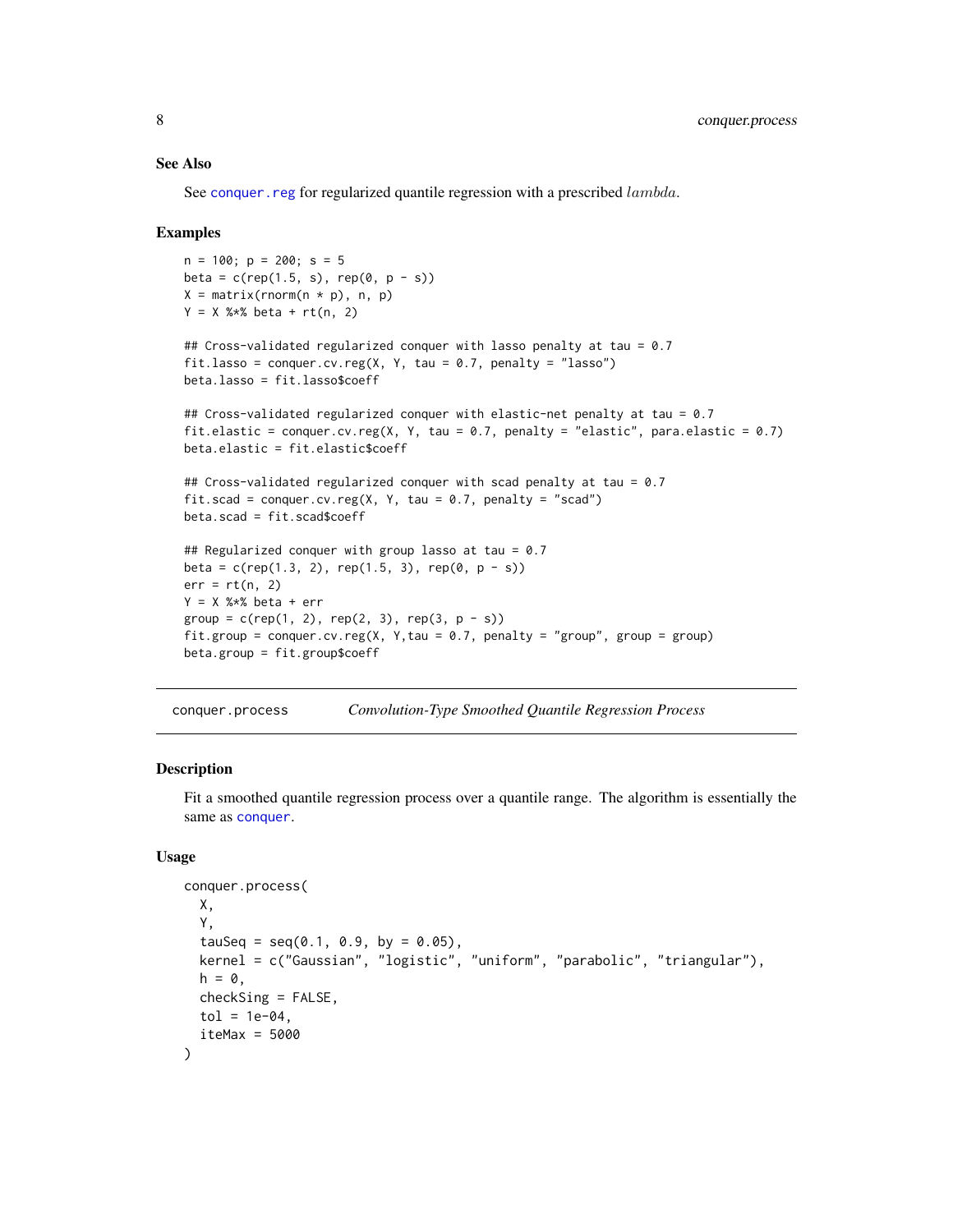## See Also

See `conquer.reg` for regularized quantile regression with a prescribed $lambda$.

## Examples

```
n = 100; p = 200; s = 5
beta = c(rep(1.5, s), rep(0, p - s))
X = matrix(rnorm(n * p), n, p)
Y = X %*% beta + rt(n, 2)

## Cross-validated regularized conquer with lasso penalty at tau = 0.7
fit.lasso = conquer.cv.reg(X, Y, tau = 0.7, penalty = "lasso")
beta.lasso = fit.lasso$coeff

## Cross-validated regularized conquer with elastic-net penalty at tau = 0.7
fit.elastic = conquer.cv.reg(X, Y, tau = 0.7, penalty = "elastic", para.elastic = 0.7)
beta.elastic = fit.elastic$coeff

## Cross-validated regularized conquer with scad penalty at tau = 0.7
fit.scad = conquer.cv.reg(X, Y, tau = 0.7, penalty = "scad")
beta.scad = fit.scad$coeff

## Regularized conquer with group lasso at tau = 0.7
beta = c(rep(1.3, 2), rep(1.5, 3), rep(0, p - s))
err = rt(n, 2)
Y = X %*% beta + err
group = c(rep(1, 2), rep(2, 3), rep(3, p - s))
fit.group = conquer.cv.reg(X, Y,tau = 0.7, penalty = "group", group = group)
beta.group = fit.group$coeff
```

---

# conquer.process — *Convolution-Type Smoothed Quantile Regression Process*

## Description

Fit a smoothed quantile regression process over a quantile range. The algorithm is essentially the same as `conquer`.

## Usage

```
conquer.process(
  X,
  Y,
  tauSeq = seq(0.1, 0.9, by = 0.05),
  kernel = c("Gaussian", "logistic", "uniform", "parabolic", "triangular"),
  h = 0,
  checkSing = FALSE,
  tol = 1e-04,
  iteMax = 5000
)
```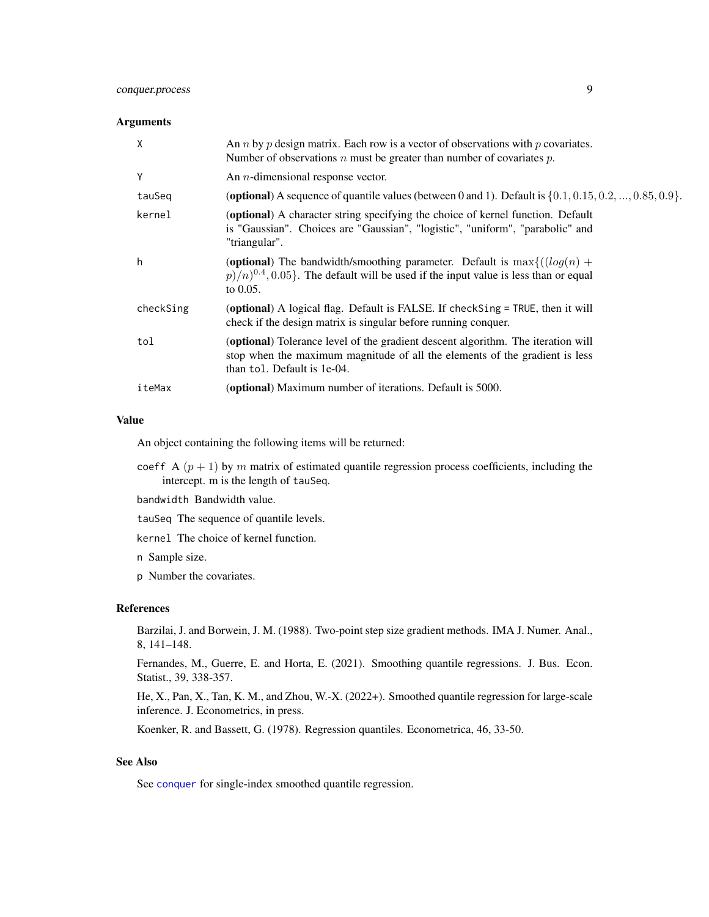## Arguments

| | |
|---|---|
| X | An $n$ by $p$ design matrix. Each row is a vector of observations with $p$ covariates. Number of observations $n$ must be greater than number of covariates $p$. |
| Y | An $n$-dimensional response vector. |
| tauSeq | **(optional)** A sequence of quantile values (between 0 and 1). Default is $\{0.1, 0.15, 0.2, ..., 0.85, 0.9\}$. |
| kernel | **(optional)** A character string specifying the choice of kernel function. Default is "Gaussian". Choices are "Gaussian", "logistic", "uniform", "parabolic" and "triangular". |
| h | **(optional)** The bandwidth/smoothing parameter. Default is $\max\{((log(n) + p)/n)^{0.4}, 0.05\}$. The default will be used if the input value is less than or equal to 0.05. |
| checkSing | **(optional)** A logical flag. Default is FALSE. If `checkSing = TRUE`, then it will check if the design matrix is singular before running conquer. |
| tol | **(optional)** Tolerance level of the gradient descent algorithm. The iteration will stop when the maximum magnitude of all the elements of the gradient is less than `tol`. Default is 1e-04. |
| iteMax | **(optional)** Maximum number of iterations. Default is 5000. |

## Value

An object containing the following items will be returned:

`coeff` A $(p + 1)$ by $m$ matrix of estimated quantile regression process coefficients, including the intercept. m is the length of `tauSeq`.

`bandwidth` Bandwidth value.

`tauSeq` The sequence of quantile levels.

`kernel` The choice of kernel function.

`n` Sample size.

`p` Number the covariates.

## References

Barzilai, J. and Borwein, J. M. (1988). Two-point step size gradient methods. IMA J. Numer. Anal., 8, 141–148.

Fernandes, M., Guerre, E. and Horta, E. (2021). Smoothing quantile regressions. J. Bus. Econ. Statist., 39, 338-357.

He, X., Pan, X., Tan, K. M., and Zhou, W.-X. (2022+). Smoothed quantile regression for large-scale inference. J. Econometrics, in press.

Koenker, R. and Bassett, G. (1978). Regression quantiles. Econometrica, 46, 33-50.

## See Also

See `conquer` for single-index smoothed quantile regression.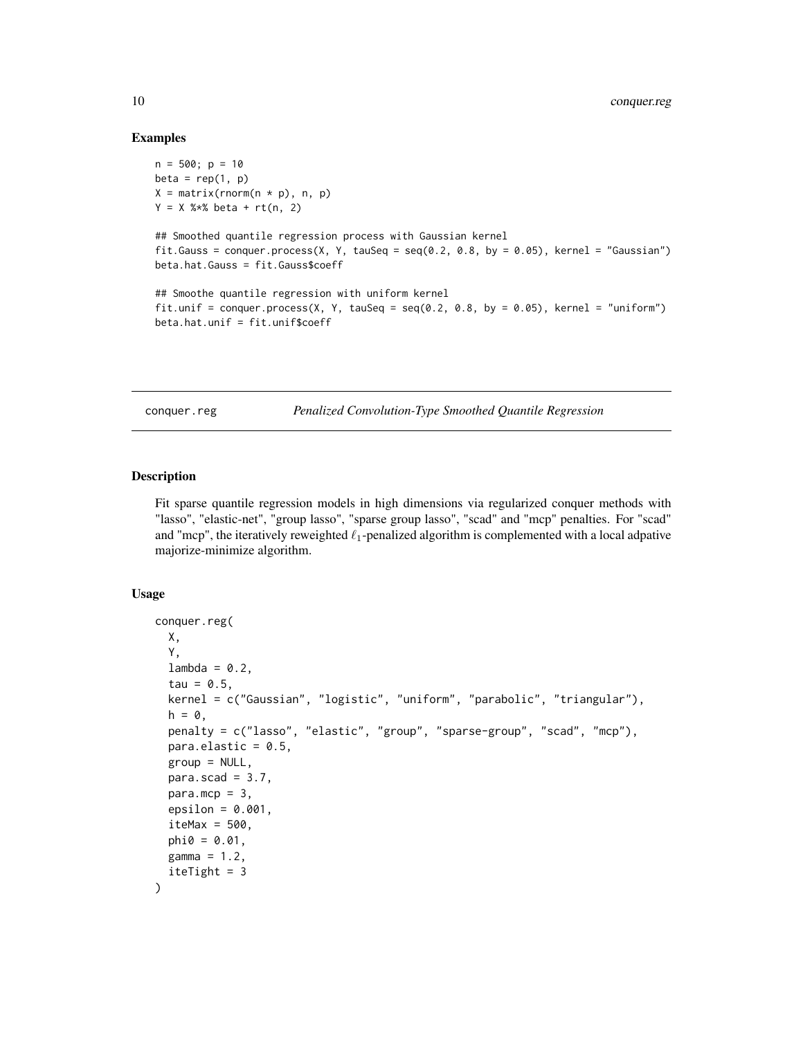## Examples

```
n = 500; p = 10
beta = rep(1, p)
X = matrix(rnorm(n * p), n, p)
Y = X %*% beta + rt(n, 2)

## Smoothed quantile regression process with Gaussian kernel
fit.Gauss = conquer.process(X, Y, tauSeq = seq(0.2, 0.8, by = 0.05), kernel = "Gaussian")
beta.hat.Gauss = fit.Gauss$coeff

## Smoothe quantile regression with uniform kernel
fit.unif = conquer.process(X, Y, tauSeq = seq(0.2, 0.8, by = 0.05), kernel = "uniform")
beta.hat.unif = fit.unif$coeff
```

---

# conquer.reg — *Penalized Convolution-Type Smoothed Quantile Regression*

---

## Description

Fit sparse quantile regression models in high dimensions via regularized conquer methods with "lasso", "elastic-net", "group lasso", "sparse group lasso", "scad" and "mcp" penalties. For "scad" and "mcp", the iteratively reweighted $\ell_1$-penalized algorithm is complemented with a local adpative majorize-minimize algorithm.

## Usage

```
conquer.reg(
  X,
  Y,
  lambda = 0.2,
  tau = 0.5,
  kernel = c("Gaussian", "logistic", "uniform", "parabolic", "triangular"),
  h = 0,
  penalty = c("lasso", "elastic", "group", "sparse-group", "scad", "mcp"),
  para.elastic = 0.5,
  group = NULL,
  para.scad = 3.7,
  para.mcp = 3,
  epsilon = 0.001,
  iteMax = 500,
  phi0 = 0.01,
  gamma = 1.2,
  iteTight = 3
)
```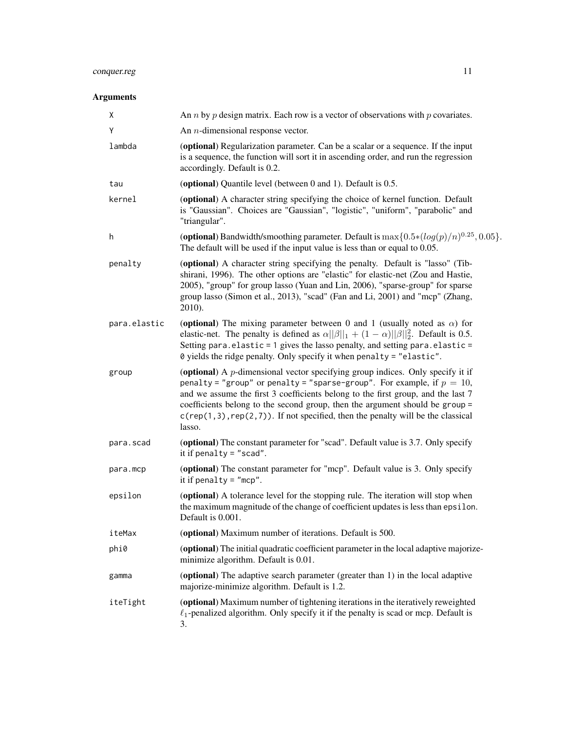## Arguments

| | |
|---|---|
| `X` | An $n$ by $p$ design matrix. Each row is a vector of observations with $p$ covariates. |
| `Y` | An $n$-dimensional response vector. |
| `lambda` | (**optional**) Regularization parameter. Can be a scalar or a sequence. If the input is a sequence, the function will sort it in ascending order, and run the regression accordingly. Default is 0.2. |
| `tau` | (**optional**) Quantile level (between 0 and 1). Default is 0.5. |
| `kernel` | (**optional**) A character string specifying the choice of kernel function. Default is "Gaussian". Choices are "Gaussian", "logistic", "uniform", "parabolic" and "triangular". |
| `h` | (**optional**) Bandwidth/smoothing parameter. Default is $\max\{0.5*(log(p)/n)^{0.25}, 0.05\}$. The default will be used if the input value is less than or equal to 0.05. |
| `penalty` | (**optional**) A character string specifying the penalty. Default is "lasso" (Tibshirani, 1996). The other options are "elastic" for elastic-net (Zou and Hastie, 2005), "group" for group lasso (Yuan and Lin, 2006), "sparse-group" for sparse group lasso (Simon et al., 2013), "scad" (Fan and Li, 2001) and "mcp" (Zhang, 2010). |
| `para.elastic` | (**optional**) The mixing parameter between 0 and 1 (usually noted as $\alpha$) for elastic-net. The penalty is defined as $\alpha\|\|\beta\|\|_1 + (1-\alpha)\|\|\beta\|\|_2^2$. Default is 0.5. Setting `para.elastic = 1` gives the lasso penalty, and setting `para.elastic = 0` yields the ridge penalty. Only specify it when `penalty = "elastic"`. |
| `group` | (**optional**) A $p$-dimensional vector specifying group indices. Only specify it if `penalty = "group"` or `penalty = "sparse-group"`. For example, if $p = 10$, and we assume the first 3 coefficients belong to the first group, and the last 7 coefficients belong to the second group, then the argument should be `group = c(rep(1,3),rep(2,7))`. If not specified, then the penalty will be the classical lasso. |
| `para.scad` | (**optional**) The constant parameter for "scad". Default value is 3.7. Only specify it if `penalty = "scad"`. |
| `para.mcp` | (**optional**) The constant parameter for "mcp". Default value is 3. Only specify it if `penalty = "mcp"`. |
| `epsilon` | (**optional**) A tolerance level for the stopping rule. The iteration will stop when the maximum magnitude of the change of coefficient updates is less than `epsilon`. Default is 0.001. |
| `iteMax` | (**optional**) Maximum number of iterations. Default is 500. |
| `phi0` | (**optional**) The initial quadratic coefficient parameter in the local adaptive majorize-minimize algorithm. Default is 0.01. |
| `gamma` | (**optional**) The adaptive search parameter (greater than 1) in the local adaptive majorize-minimize algorithm. Default is 1.2. |
| `iteTight` | (**optional**) Maximum number of tightening iterations in the iteratively reweighted $\ell_1$-penalized algorithm. Only specify it if the penalty is scad or mcp. Default is 3. |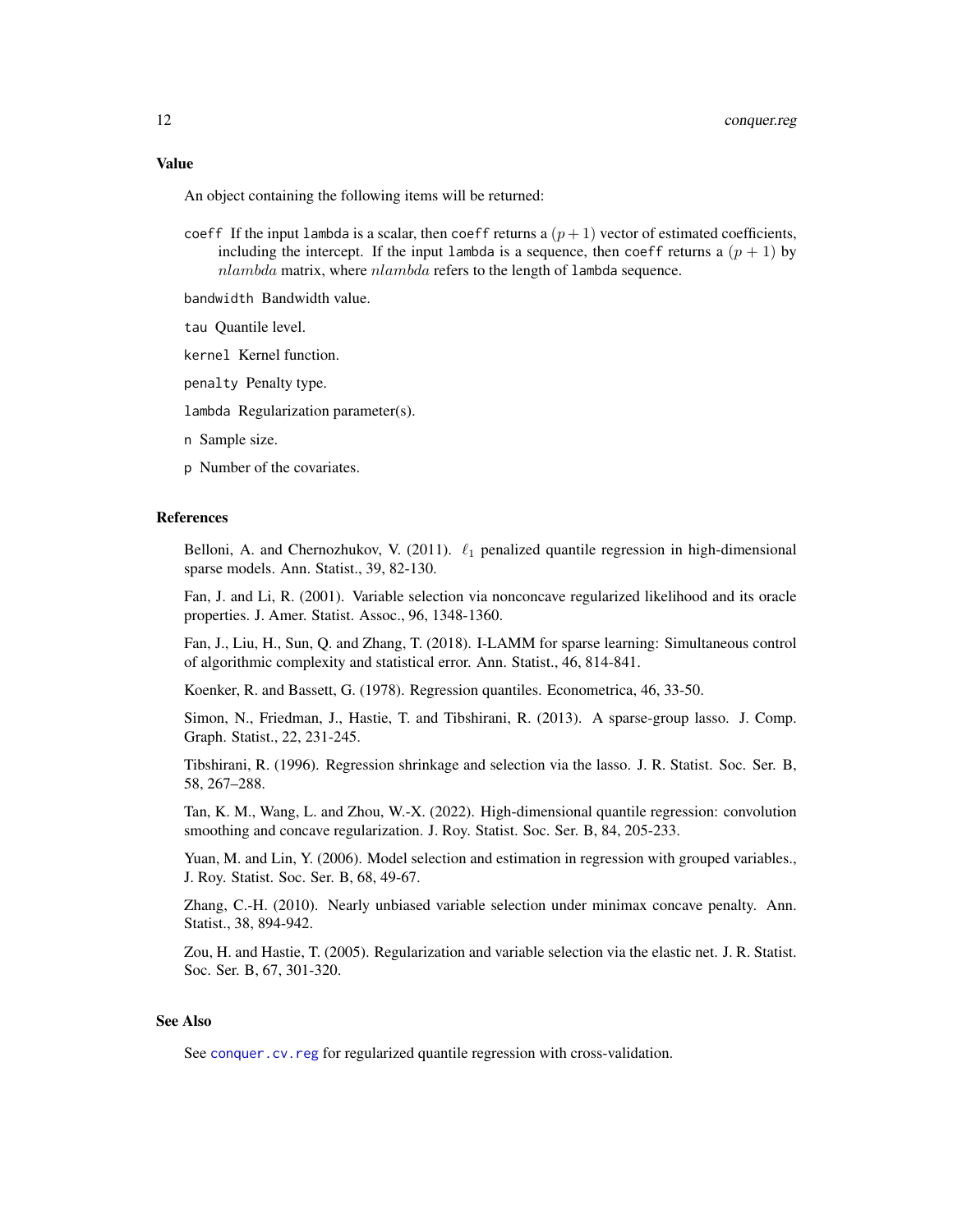## Value

An object containing the following items will be returned:

- `coeff` If the input `lambda` is a scalar, then `coeff` returns a $(p + 1)$ vector of estimated coefficients, including the intercept. If the input `lambda` is a sequence, then `coeff` returns a $(p + 1)$ by $nlambda$ matrix, where $nlambda$ refers to the length of `lambda` sequence.
- `bandwidth` Bandwidth value.
- `tau` Quantile level.
- `kernel` Kernel function.
- `penalty` Penalty type.
- `lambda` Regularization parameter(s).
- `n` Sample size.
- `p` Number of the covariates.

## References

Belloni, A. and Chernozhukov, V. (2011). $\ell_1$ penalized quantile regression in high-dimensional sparse models. Ann. Statist., 39, 82-130.

Fan, J. and Li, R. (2001). Variable selection via nonconcave regularized likelihood and its oracle properties. J. Amer. Statist. Assoc., 96, 1348-1360.

Fan, J., Liu, H., Sun, Q. and Zhang, T. (2018). I-LAMM for sparse learning: Simultaneous control of algorithmic complexity and statistical error. Ann. Statist., 46, 814-841.

Koenker, R. and Bassett, G. (1978). Regression quantiles. Econometrica, 46, 33-50.

Simon, N., Friedman, J., Hastie, T. and Tibshirani, R. (2013). A sparse-group lasso. J. Comp. Graph. Statist., 22, 231-245.

Tibshirani, R. (1996). Regression shrinkage and selection via the lasso. J. R. Statist. Soc. Ser. B, 58, 267–288.

Tan, K. M., Wang, L. and Zhou, W.-X. (2022). High-dimensional quantile regression: convolution smoothing and concave regularization. J. Roy. Statist. Soc. Ser. B, 84, 205-233.

Yuan, M. and Lin, Y. (2006). Model selection and estimation in regression with grouped variables., J. Roy. Statist. Soc. Ser. B, 68, 49-67.

Zhang, C.-H. (2010). Nearly unbiased variable selection under minimax concave penalty. Ann. Statist., 38, 894-942.

Zou, H. and Hastie, T. (2005). Regularization and variable selection via the elastic net. J. R. Statist. Soc. Ser. B, 67, 301-320.

## See Also

See `conquer.cv.reg` for regularized quantile regression with cross-validation.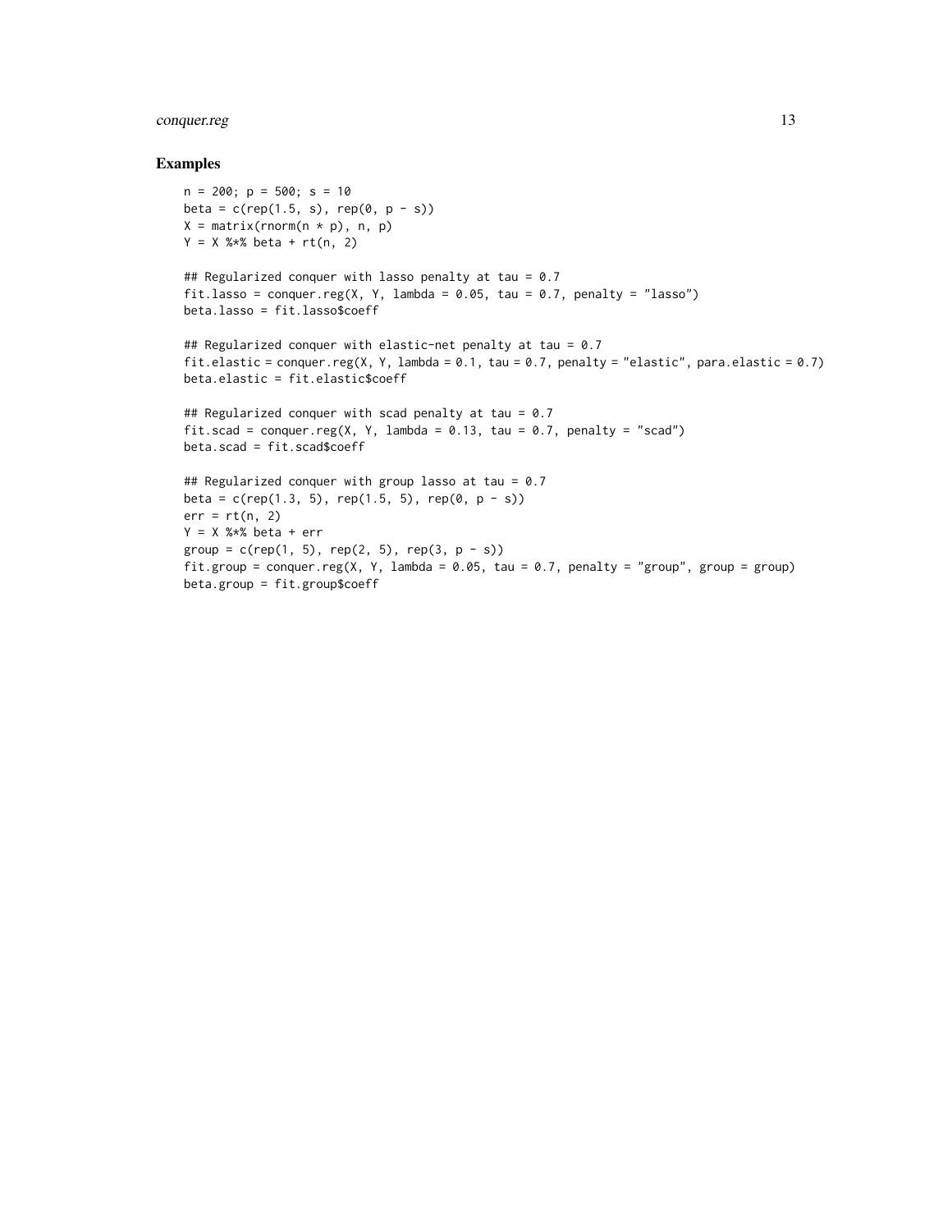### Examples

```
n = 200; p = 500; s = 10
beta = c(rep(1.5, s), rep(0, p - s))
X = matrix(rnorm(n * p), n, p)
Y = X %*% beta + rt(n, 2)

## Regularized conquer with lasso penalty at tau = 0.7
fit.lasso = conquer.reg(X, Y, lambda = 0.05, tau = 0.7, penalty = "lasso")
beta.lasso = fit.lasso$coeff

## Regularized conquer with elastic-net penalty at tau = 0.7
fit.elastic = conquer.reg(X, Y, lambda = 0.1, tau = 0.7, penalty = "elastic", para.elastic = 0.7)
beta.elastic = fit.elastic$coeff

## Regularized conquer with scad penalty at tau = 0.7
fit.scad = conquer.reg(X, Y, lambda = 0.13, tau = 0.7, penalty = "scad")
beta.scad = fit.scad$coeff

## Regularized conquer with group lasso at tau = 0.7
beta = c(rep(1.3, 5), rep(1.5, 5), rep(0, p - s))
err = rt(n, 2)
Y = X %*% beta + err
group = c(rep(1, 5), rep(2, 5), rep(3, p - s))
fit.group = conquer.reg(X, Y, lambda = 0.05, tau = 0.7, penalty = "group", group = group)
beta.group = fit.group$coeff
```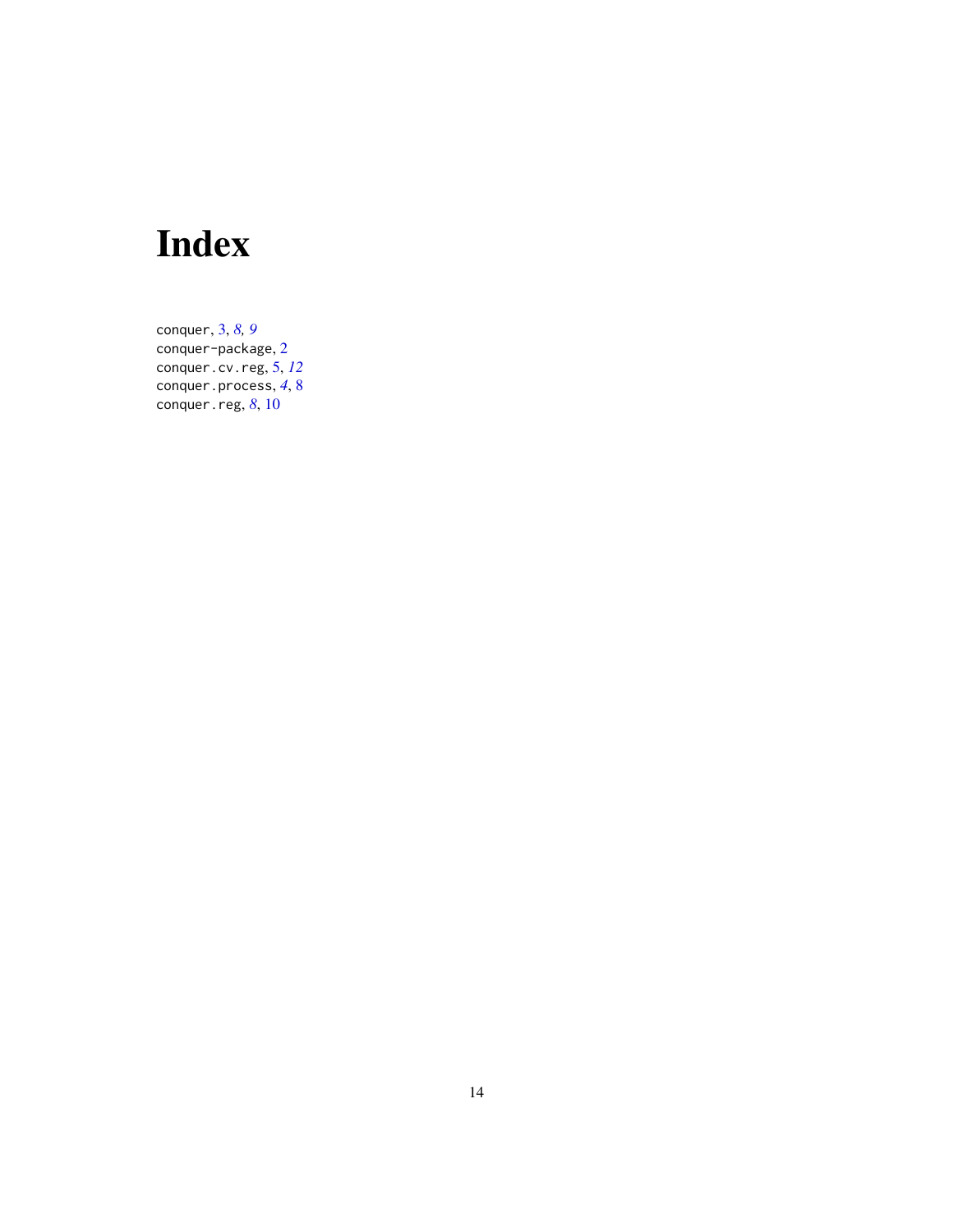# Index

conquer, 3, *8, 9*
conquer-package, 2
conquer.cv.reg, 5, *12*
conquer.process, *4*, 8
conquer.reg, *8*, 10